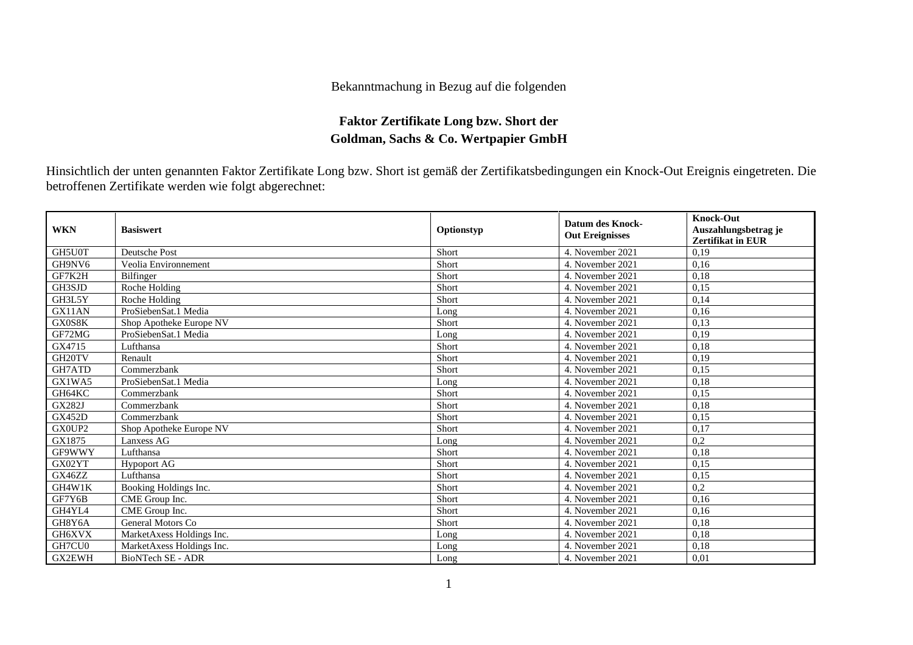Bekanntmachung in Bezug auf die folgenden

**Faktor Zertifikate Long bzw. Short der**
**Goldman, Sachs & Co. Wertpapier GmbH**

Hinsichtlich der unten genannten Faktor Zertifikate Long bzw. Short ist gemäß der Zertifikatsbedingungen ein Knock-Out Ereignis eingetreten. Die betroffenen Zertifikate werden wie folgt abgerechnet:

| WKN | Basiswert | Optionstyp | Datum des Knock-Out Ereignisses | Knock-Out Auszahlungsbetrag je Zertifikat in EUR |
|---|---|---|---|---|
| GH5U0T | Deutsche Post | Short | 4. November 2021 | 0,19 |
| GH9NV6 | Veolia Environnement | Short | 4. November 2021 | 0,16 |
| GF7K2H | Bilfinger | Short | 4. November 2021 | 0,18 |
| GH3SJD | Roche Holding | Short | 4. November 2021 | 0,15 |
| GH3L5Y | Roche Holding | Short | 4. November 2021 | 0,14 |
| GX11AN | ProSiebenSat.1 Media | Long | 4. November 2021 | 0,16 |
| GX0S8K | Shop Apotheke Europe NV | Short | 4. November 2021 | 0,13 |
| GF72MG | ProSiebenSat.1 Media | Long | 4. November 2021 | 0,19 |
| GX4715 | Lufthansa | Short | 4. November 2021 | 0,18 |
| GH20TV | Renault | Short | 4. November 2021 | 0,19 |
| GH7ATD | Commerzbank | Short | 4. November 2021 | 0,15 |
| GX1WA5 | ProSiebenSat.1 Media | Long | 4. November 2021 | 0,18 |
| GH64KC | Commerzbank | Short | 4. November 2021 | 0,15 |
| GX282J | Commerzbank | Short | 4. November 2021 | 0,18 |
| GX452D | Commerzbank | Short | 4. November 2021 | 0,15 |
| GX0UP2 | Shop Apotheke Europe NV | Short | 4. November 2021 | 0,17 |
| GX1875 | Lanxess AG | Long | 4. November 2021 | 0,2 |
| GF9WWY | Lufthansa | Short | 4. November 2021 | 0,18 |
| GX02YT | Hypoport AG | Short | 4. November 2021 | 0,15 |
| GX46ZZ | Lufthansa | Short | 4. November 2021 | 0,15 |
| GH4W1K | Booking Holdings Inc. | Short | 4. November 2021 | 0,2 |
| GF7Y6B | CME Group Inc. | Short | 4. November 2021 | 0,16 |
| GH4YL4 | CME Group Inc. | Short | 4. November 2021 | 0,16 |
| GH8Y6A | General Motors Co | Short | 4. November 2021 | 0,18 |
| GH6XVX | MarketAxess Holdings Inc. | Long | 4. November 2021 | 0,18 |
| GH7CU0 | MarketAxess Holdings Inc. | Long | 4. November 2021 | 0,18 |
| GX2EWH | BioNTech SE - ADR | Long | 4. November 2021 | 0,01 |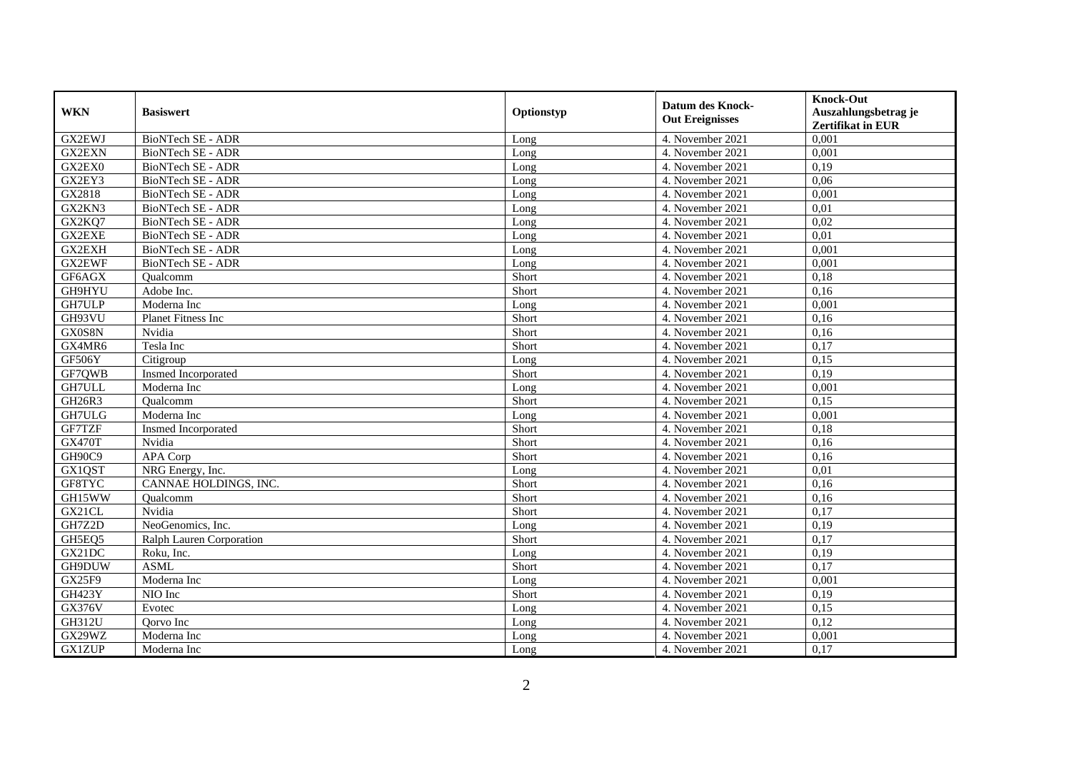| WKN | Basiswert | Optionstyp | Datum des Knock-Out Ereignisses | Knock-Out Auszahlungsbetrag je Zertifikat in EUR |
|---|---|---|---|---|
| GX2EWJ | BioNTech SE - ADR | Long | 4. November 2021 | 0,001 |
| GX2EXN | BioNTech SE - ADR | Long | 4. November 2021 | 0,001 |
| GX2EX0 | BioNTech SE - ADR | Long | 4. November 2021 | 0,19 |
| GX2EY3 | BioNTech SE - ADR | Long | 4. November 2021 | 0,06 |
| GX2818 | BioNTech SE - ADR | Long | 4. November 2021 | 0,001 |
| GX2KN3 | BioNTech SE - ADR | Long | 4. November 2021 | 0,01 |
| GX2KQ7 | BioNTech SE - ADR | Long | 4. November 2021 | 0,02 |
| GX2EXE | BioNTech SE - ADR | Long | 4. November 2021 | 0,01 |
| GX2EXH | BioNTech SE - ADR | Long | 4. November 2021 | 0,001 |
| GX2EWF | BioNTech SE - ADR | Long | 4. November 2021 | 0,001 |
| GF6AGX | Qualcomm | Short | 4. November 2021 | 0,18 |
| GH9HYU | Adobe Inc. | Short | 4. November 2021 | 0,16 |
| GH7ULP | Moderna Inc | Long | 4. November 2021 | 0,001 |
| GH93VU | Planet Fitness Inc | Short | 4. November 2021 | 0,16 |
| GX0S8N | Nvidia | Short | 4. November 2021 | 0,16 |
| GX4MR6 | Tesla Inc | Short | 4. November 2021 | 0,17 |
| GF506Y | Citigroup | Long | 4. November 2021 | 0,15 |
| GF7QWB | Insmed Incorporated | Short | 4. November 2021 | 0,19 |
| GH7ULL | Moderna Inc | Long | 4. November 2021 | 0,001 |
| GH26R3 | Qualcomm | Short | 4. November 2021 | 0,15 |
| GH7ULG | Moderna Inc | Long | 4. November 2021 | 0,001 |
| GF7TZF | Insmed Incorporated | Short | 4. November 2021 | 0,18 |
| GX470T | Nvidia | Short | 4. November 2021 | 0,16 |
| GH90C9 | APA Corp | Short | 4. November 2021 | 0,16 |
| GX1QST | NRG Energy, Inc. | Long | 4. November 2021 | 0,01 |
| GF8TYC | CANNAE HOLDINGS, INC. | Short | 4. November 2021 | 0,16 |
| GH15WW | Qualcomm | Short | 4. November 2021 | 0,16 |
| GX21CL | Nvidia | Short | 4. November 2021 | 0,17 |
| GH7Z2D | NeoGenomics, Inc. | Long | 4. November 2021 | 0,19 |
| GH5EQ5 | Ralph Lauren Corporation | Short | 4. November 2021 | 0,17 |
| GX21DC | Roku, Inc. | Long | 4. November 2021 | 0,19 |
| GH9DUW | ASML | Short | 4. November 2021 | 0,17 |
| GX25F9 | Moderna Inc | Long | 4. November 2021 | 0,001 |
| GH423Y | NIO Inc | Short | 4. November 2021 | 0,19 |
| GX376V | Evotec | Long | 4. November 2021 | 0,15 |
| GH312U | Qorvo Inc | Long | 4. November 2021 | 0,12 |
| GX29WZ | Moderna Inc | Long | 4. November 2021 | 0,001 |
| GX1ZUP | Moderna Inc | Long | 4. November 2021 | 0,17 |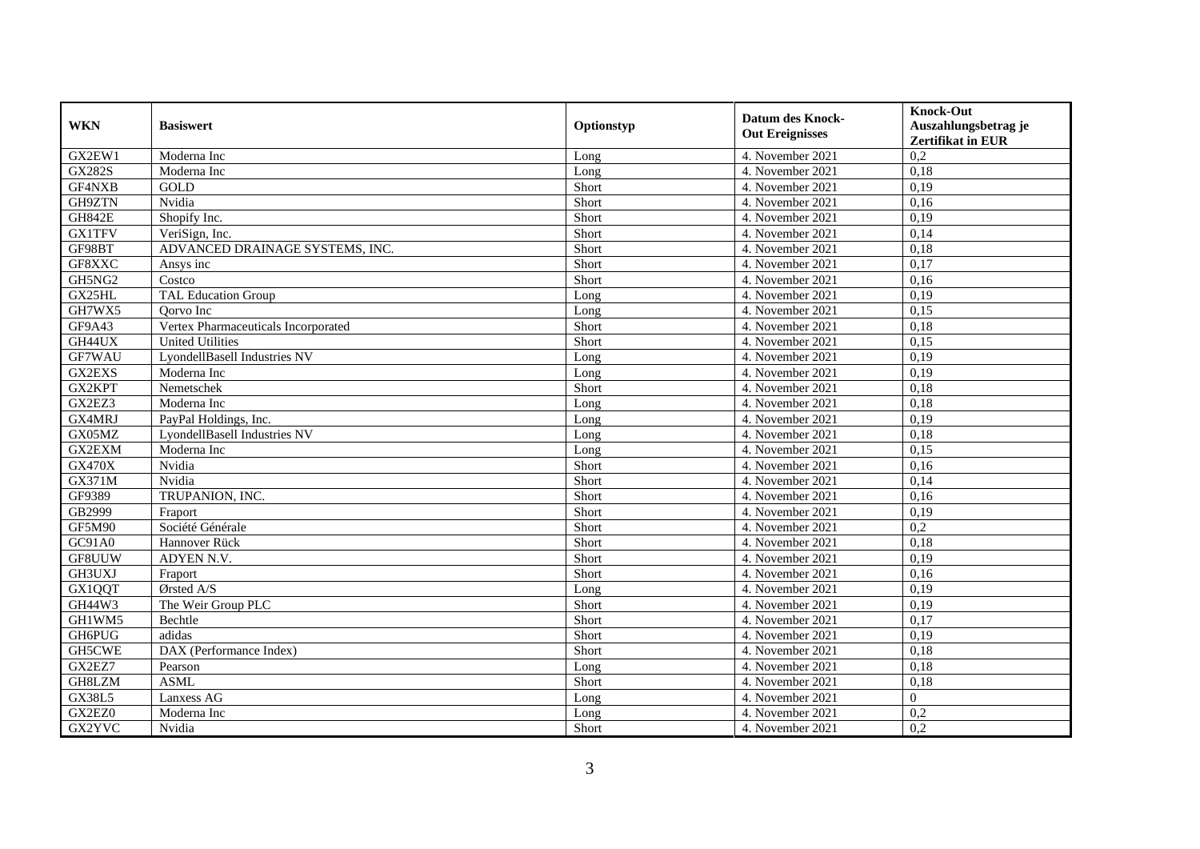| WKN | Basiswert | Optionstyp | Datum des Knock-Out Ereignisses | Knock-Out Auszahlungsbetrag je Zertifikat in EUR |
|---|---|---|---|---|
| GX2EW1 | Moderna Inc | Long | 4. November 2021 | 0,2 |
| GX282S | Moderna Inc | Long | 4. November 2021 | 0,18 |
| GF4NXB | GOLD | Short | 4. November 2021 | 0,19 |
| GH9ZTN | Nvidia | Short | 4. November 2021 | 0,16 |
| GH842E | Shopify Inc. | Short | 4. November 2021 | 0,19 |
| GX1TFV | VeriSign, Inc. | Short | 4. November 2021 | 0,14 |
| GF98BT | ADVANCED DRAINAGE SYSTEMS, INC. | Short | 4. November 2021 | 0,18 |
| GF8XXC | Ansys inc | Short | 4. November 2021 | 0,17 |
| GH5NG2 | Costco | Short | 4. November 2021 | 0,16 |
| GX25HL | TAL Education Group | Long | 4. November 2021 | 0,19 |
| GH7WX5 | Qorvo Inc | Long | 4. November 2021 | 0,15 |
| GF9A43 | Vertex Pharmaceuticals Incorporated | Short | 4. November 2021 | 0,18 |
| GH44UX | United Utilities | Short | 4. November 2021 | 0,15 |
| GF7WAU | LyondellBasell Industries NV | Long | 4. November 2021 | 0,19 |
| GX2EXS | Moderna Inc | Long | 4. November 2021 | 0,19 |
| GX2KPT | Nemetschek | Short | 4. November 2021 | 0,18 |
| GX2EZ3 | Moderna Inc | Long | 4. November 2021 | 0,18 |
| GX4MRJ | PayPal Holdings, Inc. | Long | 4. November 2021 | 0,19 |
| GX05MZ | LyondellBasell Industries NV | Long | 4. November 2021 | 0,18 |
| GX2EXM | Moderna Inc | Long | 4. November 2021 | 0,15 |
| GX470X | Nvidia | Short | 4. November 2021 | 0,16 |
| GX371M | Nvidia | Short | 4. November 2021 | 0,14 |
| GF9389 | TRUPANION, INC. | Short | 4. November 2021 | 0,16 |
| GB2999 | Fraport | Short | 4. November 2021 | 0,19 |
| GF5M90 | Société Générale | Short | 4. November 2021 | 0,2 |
| GC91A0 | Hannover Rück | Short | 4. November 2021 | 0,18 |
| GF8UUW | ADYEN N.V. | Short | 4. November 2021 | 0,19 |
| GH3UXJ | Fraport | Short | 4. November 2021 | 0,16 |
| GX1QQT | Ørsted A/S | Long | 4. November 2021 | 0,19 |
| GH44W3 | The Weir Group PLC | Short | 4. November 2021 | 0,19 |
| GH1WM5 | Bechtle | Short | 4. November 2021 | 0,17 |
| GH6PUG | adidas | Short | 4. November 2021 | 0,19 |
| GH5CWE | DAX (Performance Index) | Short | 4. November 2021 | 0,18 |
| GX2EZ7 | Pearson | Long | 4. November 2021 | 0,18 |
| GH8LZM | ASML | Short | 4. November 2021 | 0,18 |
| GX38L5 | Lanxess AG | Long | 4. November 2021 | 0 |
| GX2EZ0 | Moderna Inc | Long | 4. November 2021 | 0,2 |
| GX2YVC | Nvidia | Short | 4. November 2021 | 0,2 |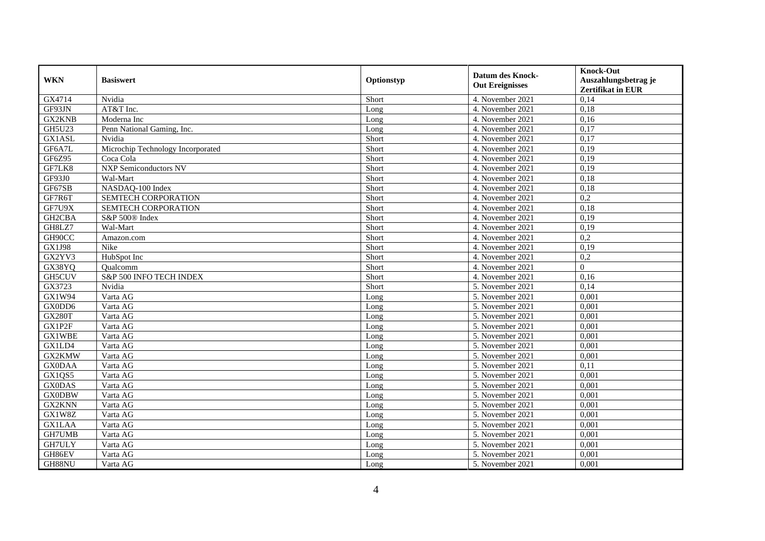| WKN | Basiswert | Optionstyp | Datum des Knock-Out Ereignisses | Knock-Out Auszahlungsbetrag je Zertifikat in EUR |
|---|---|---|---|---|
| GX4714 | Nvidia | Short | 4. November 2021 | 0,14 |
| GF93JN | AT&T Inc. | Long | 4. November 2021 | 0,18 |
| GX2KNB | Moderna Inc | Long | 4. November 2021 | 0,16 |
| GH5U23 | Penn National Gaming, Inc. | Long | 4. November 2021 | 0,17 |
| GX1ASL | Nvidia | Short | 4. November 2021 | 0,17 |
| GF6A7L | Microchip Technology Incorporated | Short | 4. November 2021 | 0,19 |
| GF6Z95 | Coca Cola | Short | 4. November 2021 | 0,19 |
| GF7LK8 | NXP Semiconductors NV | Short | 4. November 2021 | 0,19 |
| GF93J0 | Wal-Mart | Short | 4. November 2021 | 0,18 |
| GF67SB | NASDAQ-100 Index | Short | 4. November 2021 | 0,18 |
| GF7R6T | SEMTECH CORPORATION | Short | 4. November 2021 | 0,2 |
| GF7U9X | SEMTECH CORPORATION | Short | 4. November 2021 | 0,18 |
| GH2CBA | S&P 500® Index | Short | 4. November 2021 | 0,19 |
| GH8LZ7 | Wal-Mart | Short | 4. November 2021 | 0,19 |
| GH90CC | Amazon.com | Short | 4. November 2021 | 0,2 |
| GX1J98 | Nike | Short | 4. November 2021 | 0,19 |
| GX2YV3 | HubSpot Inc | Short | 4. November 2021 | 0,2 |
| GX38YQ | Qualcomm | Short | 4. November 2021 | 0 |
| GH5CUV | S&P 500 INFO TECH INDEX | Short | 4. November 2021 | 0,16 |
| GX3723 | Nvidia | Short | 5. November 2021 | 0,14 |
| GX1W94 | Varta AG | Long | 5. November 2021 | 0,001 |
| GX0DD6 | Varta AG | Long | 5. November 2021 | 0,001 |
| GX280T | Varta AG | Long | 5. November 2021 | 0,001 |
| GX1P2F | Varta AG | Long | 5. November 2021 | 0,001 |
| GX1WBE | Varta AG | Long | 5. November 2021 | 0,001 |
| GX1LD4 | Varta AG | Long | 5. November 2021 | 0,001 |
| GX2KMW | Varta AG | Long | 5. November 2021 | 0,001 |
| GX0DAA | Varta AG | Long | 5. November 2021 | 0,11 |
| GX1QS5 | Varta AG | Long | 5. November 2021 | 0,001 |
| GX0DAS | Varta AG | Long | 5. November 2021 | 0,001 |
| GX0DBW | Varta AG | Long | 5. November 2021 | 0,001 |
| GX2KNN | Varta AG | Long | 5. November 2021 | 0,001 |
| GX1W8Z | Varta AG | Long | 5. November 2021 | 0,001 |
| GX1LAA | Varta AG | Long | 5. November 2021 | 0,001 |
| GH7UMB | Varta AG | Long | 5. November 2021 | 0,001 |
| GH7ULY | Varta AG | Long | 5. November 2021 | 0,001 |
| GH86EV | Varta AG | Long | 5. November 2021 | 0,001 |
| GH88NU | Varta AG | Long | 5. November 2021 | 0,001 |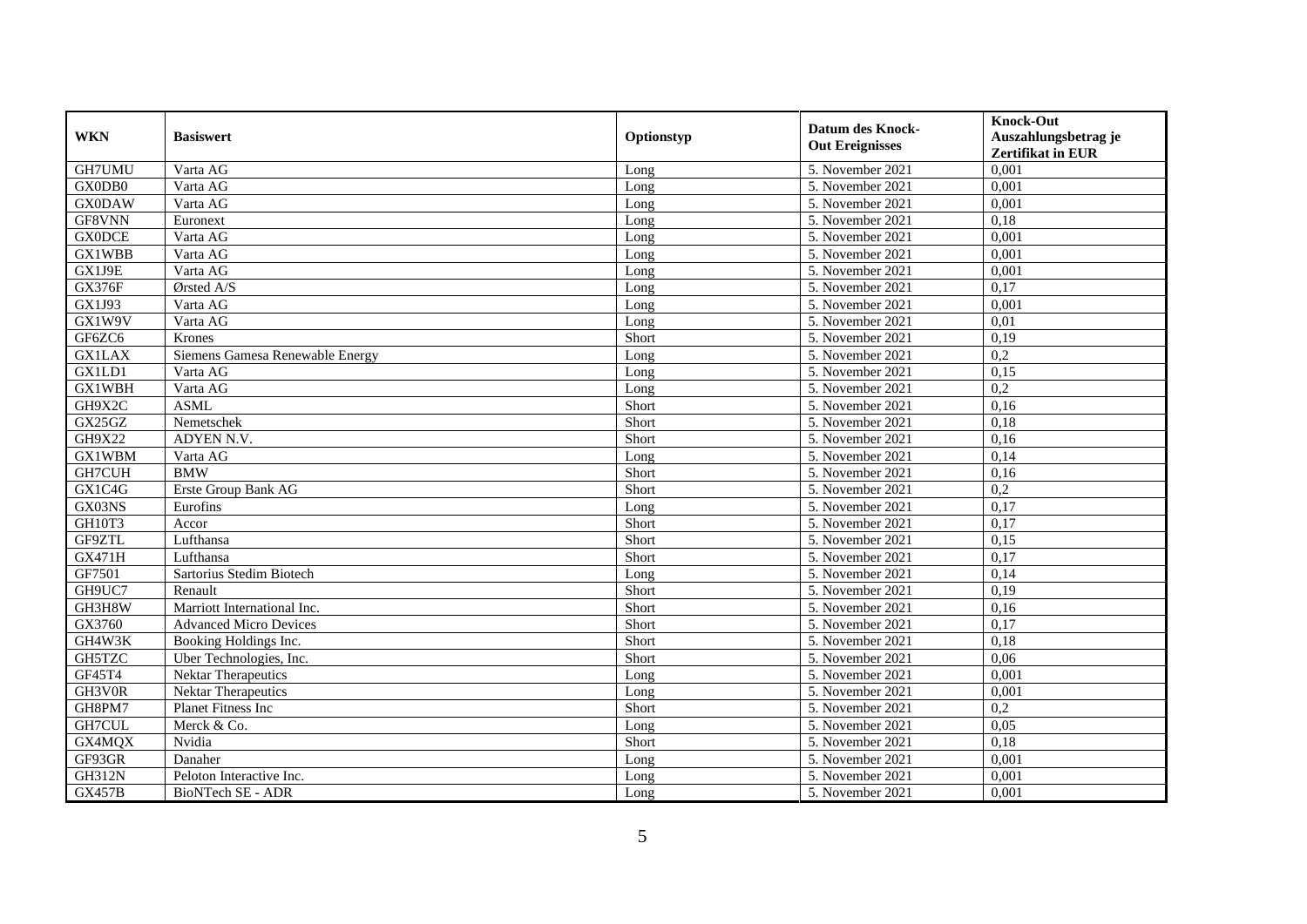| WKN | Basiswert | Optionstyp | Datum des Knock-Out Ereignisses | Knock-Out Auszahlungsbetrag je Zertifikat in EUR |
|---|---|---|---|---|
| GH7UMU | Varta AG | Long | 5. November 2021 | 0,001 |
| GX0DB0 | Varta AG | Long | 5. November 2021 | 0,001 |
| GX0DAW | Varta AG | Long | 5. November 2021 | 0,001 |
| GF8VNN | Euronext | Long | 5. November 2021 | 0,18 |
| GX0DCE | Varta AG | Long | 5. November 2021 | 0,001 |
| GX1WBB | Varta AG | Long | 5. November 2021 | 0,001 |
| GX1J9E | Varta AG | Long | 5. November 2021 | 0,001 |
| GX376F | Ørsted A/S | Long | 5. November 2021 | 0,17 |
| GX1J93 | Varta AG | Long | 5. November 2021 | 0,001 |
| GX1W9V | Varta AG | Long | 5. November 2021 | 0,01 |
| GF6ZC6 | Krones | Short | 5. November 2021 | 0,19 |
| GX1LAX | Siemens Gamesa Renewable Energy | Long | 5. November 2021 | 0,2 |
| GX1LD1 | Varta AG | Long | 5. November 2021 | 0,15 |
| GX1WBH | Varta AG | Long | 5. November 2021 | 0,2 |
| GH9X2C | ASML | Short | 5. November 2021 | 0,16 |
| GX25GZ | Nemetschek | Short | 5. November 2021 | 0,18 |
| GH9X22 | ADYEN N.V. | Short | 5. November 2021 | 0,16 |
| GX1WBM | Varta AG | Long | 5. November 2021 | 0,14 |
| GH7CUH | BMW | Short | 5. November 2021 | 0,16 |
| GX1C4G | Erste Group Bank AG | Short | 5. November 2021 | 0,2 |
| GX03NS | Eurofins | Long | 5. November 2021 | 0,17 |
| GH10T3 | Accor | Short | 5. November 2021 | 0,17 |
| GF9ZTL | Lufthansa | Short | 5. November 2021 | 0,15 |
| GX471H | Lufthansa | Short | 5. November 2021 | 0,17 |
| GF7501 | Sartorius Stedim Biotech | Long | 5. November 2021 | 0,14 |
| GH9UC7 | Renault | Short | 5. November 2021 | 0,19 |
| GH3H8W | Marriott International Inc. | Short | 5. November 2021 | 0,16 |
| GX3760 | Advanced Micro Devices | Short | 5. November 2021 | 0,17 |
| GH4W3K | Booking Holdings Inc. | Short | 5. November 2021 | 0,18 |
| GH5TZC | Uber Technologies, Inc. | Short | 5. November 2021 | 0,06 |
| GF45T4 | Nektar Therapeutics | Long | 5. November 2021 | 0,001 |
| GH3V0R | Nektar Therapeutics | Long | 5. November 2021 | 0,001 |
| GH8PM7 | Planet Fitness Inc | Short | 5. November 2021 | 0,2 |
| GH7CUL | Merck & Co. | Long | 5. November 2021 | 0,05 |
| GX4MQX | Nvidia | Short | 5. November 2021 | 0,18 |
| GF93GR | Danaher | Long | 5. November 2021 | 0,001 |
| GH312N | Peloton Interactive Inc. | Long | 5. November 2021 | 0,001 |
| GX457B | BioNTech SE - ADR | Long | 5. November 2021 | 0,001 |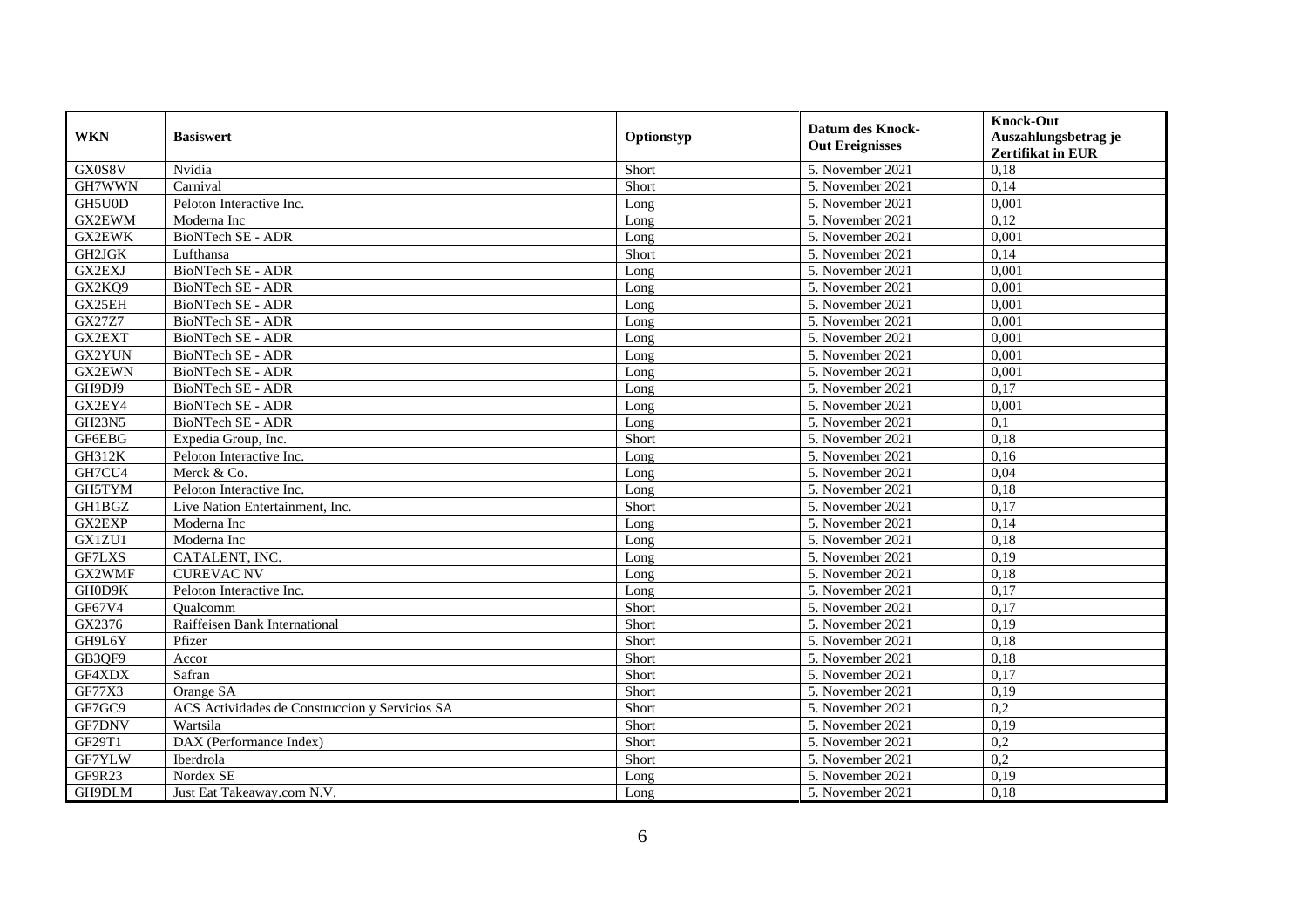| WKN | Basiswert | Optionstyp | Datum des Knock-Out Ereignisses | Knock-Out Auszahlungsbetrag je Zertifikat in EUR |
|---|---|---|---|---|
| GX0S8V | Nvidia | Short | 5. November 2021 | 0,18 |
| GH7WWN | Carnival | Short | 5. November 2021 | 0,14 |
| GH5U0D | Peloton Interactive Inc. | Long | 5. November 2021 | 0,001 |
| GX2EWM | Moderna Inc | Long | 5. November 2021 | 0,12 |
| GX2EWK | BioNTech SE - ADR | Long | 5. November 2021 | 0,001 |
| GH2JGK | Lufthansa | Short | 5. November 2021 | 0,14 |
| GX2EXJ | BioNTech SE - ADR | Long | 5. November 2021 | 0,001 |
| GX2KQ9 | BioNTech SE - ADR | Long | 5. November 2021 | 0,001 |
| GX25EH | BioNTech SE - ADR | Long | 5. November 2021 | 0,001 |
| GX27Z7 | BioNTech SE - ADR | Long | 5. November 2021 | 0,001 |
| GX2EXT | BioNTech SE - ADR | Long | 5. November 2021 | 0,001 |
| GX2YUN | BioNTech SE - ADR | Long | 5. November 2021 | 0,001 |
| GX2EWN | BioNTech SE - ADR | Long | 5. November 2021 | 0,001 |
| GH9DJ9 | BioNTech SE - ADR | Long | 5. November 2021 | 0,17 |
| GX2EY4 | BioNTech SE - ADR | Long | 5. November 2021 | 0,001 |
| GH23N5 | BioNTech SE - ADR | Long | 5. November 2021 | 0,1 |
| GF6EBG | Expedia Group, Inc. | Short | 5. November 2021 | 0,18 |
| GH312K | Peloton Interactive Inc. | Long | 5. November 2021 | 0,16 |
| GH7CU4 | Merck & Co. | Long | 5. November 2021 | 0,04 |
| GH5TYM | Peloton Interactive Inc. | Long | 5. November 2021 | 0,18 |
| GH1BGZ | Live Nation Entertainment, Inc. | Short | 5. November 2021 | 0,17 |
| GX2EXP | Moderna Inc | Long | 5. November 2021 | 0,14 |
| GX1ZU1 | Moderna Inc | Long | 5. November 2021 | 0,18 |
| GF7LXS | CATALENT, INC. | Long | 5. November 2021 | 0,19 |
| GX2WMF | CUREVAC NV | Long | 5. November 2021 | 0,18 |
| GH0D9K | Peloton Interactive Inc. | Long | 5. November 2021 | 0,17 |
| GF67V4 | Qualcomm | Short | 5. November 2021 | 0,17 |
| GX2376 | Raiffeisen Bank International | Short | 5. November 2021 | 0,19 |
| GH9L6Y | Pfizer | Short | 5. November 2021 | 0,18 |
| GB3QF9 | Accor | Short | 5. November 2021 | 0,18 |
| GF4XDX | Safran | Short | 5. November 2021 | 0,17 |
| GF77X3 | Orange SA | Short | 5. November 2021 | 0,19 |
| GF7GC9 | ACS Actividades de Construccion y Servicios SA | Short | 5. November 2021 | 0,2 |
| GF7DNV | Wartsila | Short | 5. November 2021 | 0,19 |
| GF29T1 | DAX (Performance Index) | Short | 5. November 2021 | 0,2 |
| GF7YLW | Iberdrola | Short | 5. November 2021 | 0,2 |
| GF9R23 | Nordex SE | Long | 5. November 2021 | 0,19 |
| GH9DLM | Just Eat Takeaway.com N.V. | Long | 5. November 2021 | 0,18 |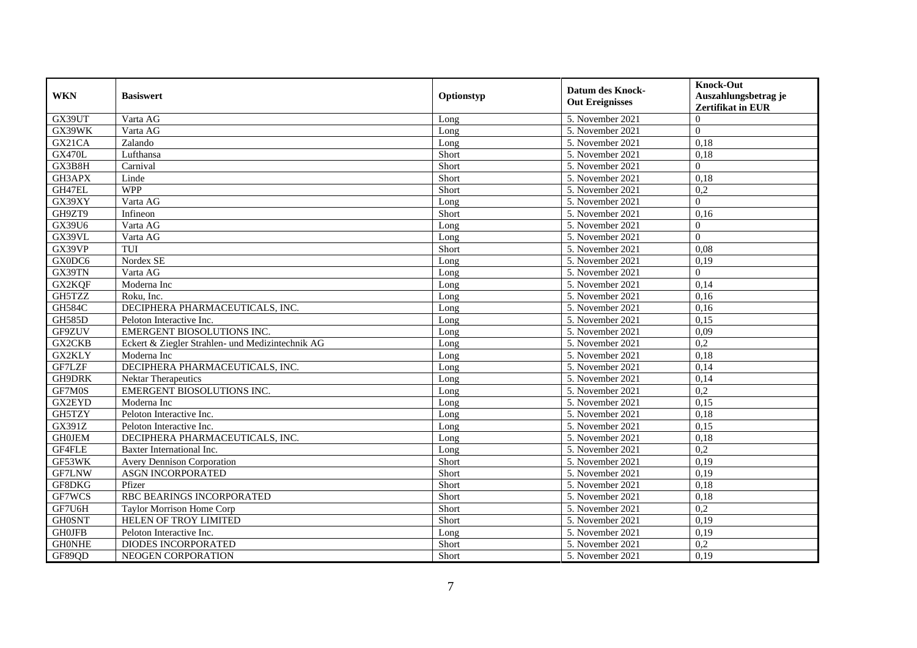| WKN | Basiswert | Optionstyp | Datum des Knock-Out Ereignisses | Knock-Out Auszahlungsbetrag je Zertifikat in EUR |
|---|---|---|---|---|
| GX39UT | Varta AG | Long | 5. November 2021 | 0 |
| GX39WK | Varta AG | Long | 5. November 2021 | 0 |
| GX21CA | Zalando | Long | 5. November 2021 | 0,18 |
| GX470L | Lufthansa | Short | 5. November 2021 | 0,18 |
| GX3B8H | Carnival | Short | 5. November 2021 | 0 |
| GH3APX | Linde | Short | 5. November 2021 | 0,18 |
| GH47EL | WPP | Short | 5. November 2021 | 0,2 |
| GX39XY | Varta AG | Long | 5. November 2021 | 0 |
| GH9ZT9 | Infineon | Short | 5. November 2021 | 0,16 |
| GX39U6 | Varta AG | Long | 5. November 2021 | 0 |
| GX39VL | Varta AG | Long | 5. November 2021 | 0 |
| GX39VP | TUI | Short | 5. November 2021 | 0,08 |
| GX0DC6 | Nordex SE | Long | 5. November 2021 | 0,19 |
| GX39TN | Varta AG | Long | 5. November 2021 | 0 |
| GX2KQF | Moderna Inc | Long | 5. November 2021 | 0,14 |
| GH5TZZ | Roku, Inc. | Long | 5. November 2021 | 0,16 |
| GH584C | DECIPHERA PHARMACEUTICALS, INC. | Long | 5. November 2021 | 0,16 |
| GH585D | Peloton Interactive Inc. | Long | 5. November 2021 | 0,15 |
| GF9ZUV | EMERGENT BIOSOLUTIONS INC. | Long | 5. November 2021 | 0,09 |
| GX2CKB | Eckert & Ziegler Strahlen- und Medizintechnik AG | Long | 5. November 2021 | 0,2 |
| GX2KLY | Moderna Inc | Long | 5. November 2021 | 0,18 |
| GF7LZF | DECIPHERA PHARMACEUTICALS, INC. | Long | 5. November 2021 | 0,14 |
| GH9DRK | Nektar Therapeutics | Long | 5. November 2021 | 0,14 |
| GF7M0S | EMERGENT BIOSOLUTIONS INC. | Long | 5. November 2021 | 0,2 |
| GX2EYD | Moderna Inc | Long | 5. November 2021 | 0,15 |
| GH5TZY | Peloton Interactive Inc. | Long | 5. November 2021 | 0,18 |
| GX391Z | Peloton Interactive Inc. | Long | 5. November 2021 | 0,15 |
| GH0JEM | DECIPHERA PHARMACEUTICALS, INC. | Long | 5. November 2021 | 0,18 |
| GF4FLE | Baxter International Inc. | Long | 5. November 2021 | 0,2 |
| GF53WK | Avery Dennison Corporation | Short | 5. November 2021 | 0,19 |
| GF7LNW | ASGN INCORPORATED | Short | 5. November 2021 | 0,19 |
| GF8DKG | Pfizer | Short | 5. November 2021 | 0,18 |
| GF7WCS | RBC BEARINGS INCORPORATED | Short | 5. November 2021 | 0,18 |
| GF7U6H | Taylor Morrison Home Corp | Short | 5. November 2021 | 0,2 |
| GH0SNT | HELEN OF TROY LIMITED | Short | 5. November 2021 | 0,19 |
| GH0JFB | Peloton Interactive Inc. | Long | 5. November 2021 | 0,19 |
| GH0NHE | DIODES INCORPORATED | Short | 5. November 2021 | 0,2 |
| GF89QD | NEOGEN CORPORATION | Short | 5. November 2021 | 0,19 |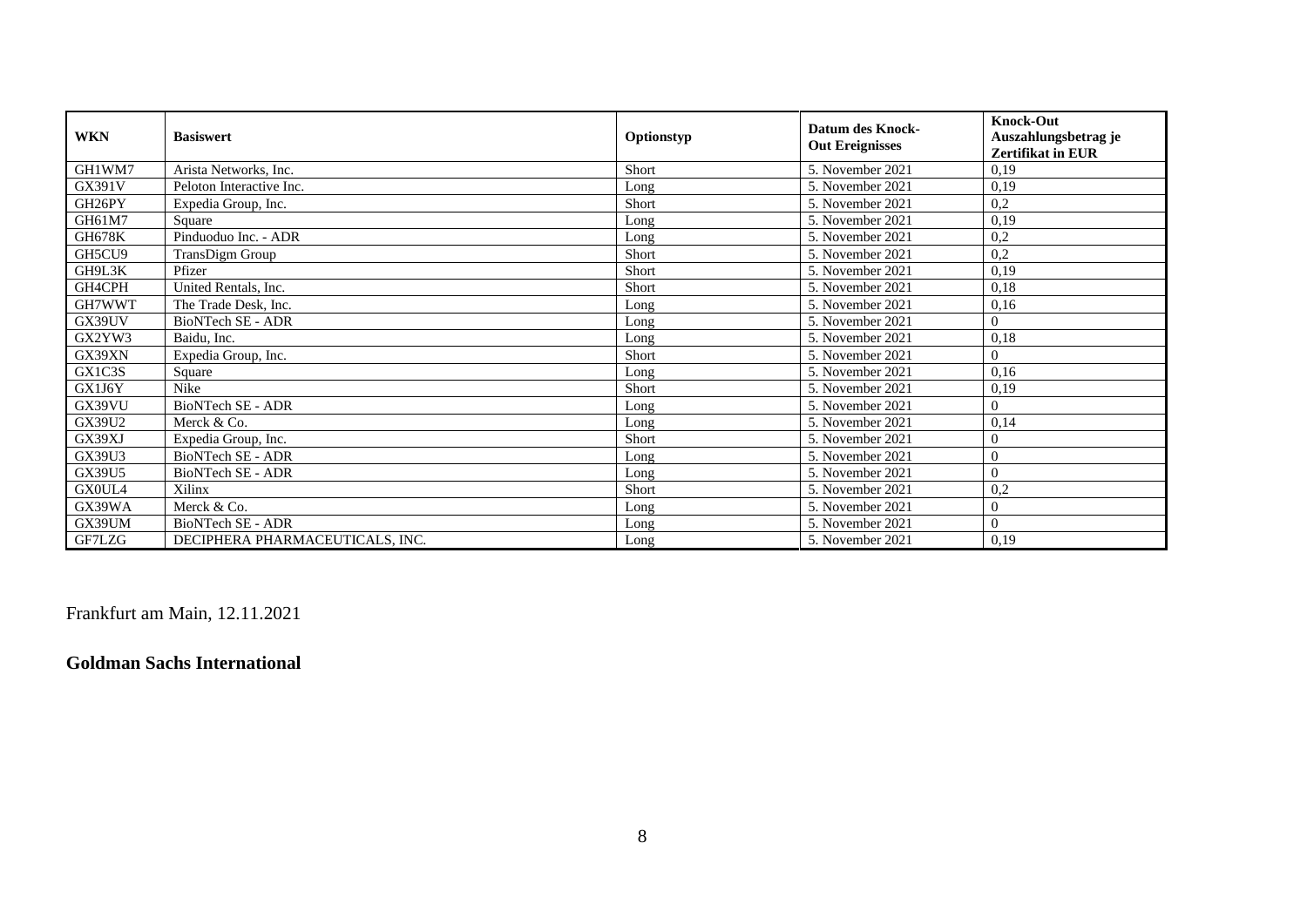| WKN | Basiswert | Optionstyp | Datum des Knock-Out Ereignisses | Knock-Out Auszahlungsbetrag je Zertifikat in EUR |
|---|---|---|---|---|
| GH1WM7 | Arista Networks, Inc. | Short | 5. November 2021 | 0,19 |
| GX391V | Peloton Interactive Inc. | Long | 5. November 2021 | 0,19 |
| GH26PY | Expedia Group, Inc. | Short | 5. November 2021 | 0,2 |
| GH61M7 | Square | Long | 5. November 2021 | 0,19 |
| GH678K | Pinduoduo Inc. - ADR | Long | 5. November 2021 | 0,2 |
| GH5CU9 | TransDigm Group | Short | 5. November 2021 | 0,2 |
| GH9L3K | Pfizer | Short | 5. November 2021 | 0,19 |
| GH4CPH | United Rentals, Inc. | Short | 5. November 2021 | 0,18 |
| GH7WWT | The Trade Desk, Inc. | Long | 5. November 2021 | 0,16 |
| GX39UV | BioNTech SE - ADR | Long | 5. November 2021 | 0 |
| GX2YW3 | Baidu, Inc. | Long | 5. November 2021 | 0,18 |
| GX39XN | Expedia Group, Inc. | Short | 5. November 2021 | 0 |
| GX1C3S | Square | Long | 5. November 2021 | 0,16 |
| GX1J6Y | Nike | Short | 5. November 2021 | 0,19 |
| GX39VU | BioNTech SE - ADR | Long | 5. November 2021 | 0 |
| GX39U2 | Merck & Co. | Long | 5. November 2021 | 0,14 |
| GX39XJ | Expedia Group, Inc. | Short | 5. November 2021 | 0 |
| GX39U3 | BioNTech SE - ADR | Long | 5. November 2021 | 0 |
| GX39U5 | BioNTech SE - ADR | Long | 5. November 2021 | 0 |
| GX0UL4 | Xilinx | Short | 5. November 2021 | 0,2 |
| GX39WA | Merck & Co. | Long | 5. November 2021 | 0 |
| GX39UM | BioNTech SE - ADR | Long | 5. November 2021 | 0 |
| GF7LZG | DECIPHERA PHARMACEUTICALS, INC. | Long | 5. November 2021 | 0,19 |

Frankfurt am Main, 12.11.2021

**Goldman Sachs International**